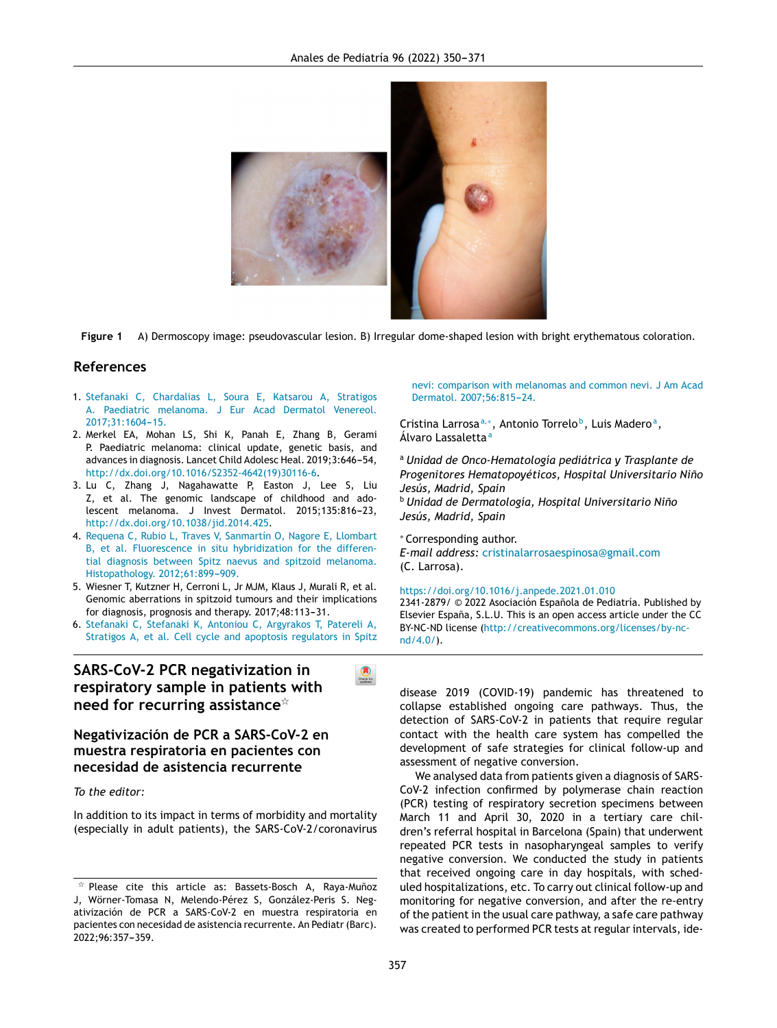Figure 1 A) Dermoscopy image: pseudovascular lesion. B) Irregular dome-shaped lesion with bright erythematous coloration.

## References

1. Stefanaki C, Chardalias L, Soura E, Katsarou A, Stratigos A. Paediatric melanoma. J Eur Acad Dermatol Venereol. 2017;31:1604–15.
2. Merkel EA, Mohan LS, Shi K, Panah E, Zhang B, Gerami P. Paediatric melanoma: clinical update, genetic basis, and advances in diagnosis. Lancet Child Adolesc Heal. 2019;3:646–54, http://dx.doi.org/10.1016/S2352-4642(19)30116-6.
3. Lu C, Zhang J, Nagahawatte P, Easton J, Lee S, Liu Z, et al. The genomic landscape of childhood and adolescent melanoma. J Invest Dermatol. 2015;135:816–23, http://dx.doi.org/10.1038/jid.2014.425.
4. Requena C, Rubio L, Traves V, Sanmartín O, Nagore E, Llombart B, et al. Fluorescence in situ hybridization for the differential diagnosis between Spitz naevus and spitzoid melanoma. Histopathology. 2012;61:899–909.
5. Wiesner T, Kutzner H, Cerroni L, Jr MJM, Klaus J, Murali R, et al. Genomic aberrations in spitzoid tumours and their implications for diagnosis, prognosis and therapy. 2017;48:113–31.
6. Stefanaki C, Stefanaki K, Antoniou C, Argyrakos T, Patereli A, Stratigos A, et al. Cell cycle and apoptosis regulators in Spitz nevi: comparison with melanomas and common nevi. J Am Acad Dermatol. 2007;56:815–24.

Cristina Larrosa[a,*], Antonio Torrelo[b], Luis Madero[a], Álvaro Lassaletta[a]

[a] *Unidad de Onco-Hematología pediátrica y Trasplante de Progenitores Hematopoyéticos, Hospital Universitario Niño Jesús, Madrid, Spain*
[b] *Unidad de Dermatología, Hospital Universitario Niño Jesús, Madrid, Spain*

[*] Corresponding author.
*E-mail address:* cristinalarrosaespinosa@gmail.com (C. Larrosa).

https://doi.org/10.1016/j.anpede.2021.01.010
2341-2879/ © 2022 Asociación Española de Pediatría. Published by Elsevier España, S.L.U. This is an open access article under the CC BY-NC-ND license (http://creativecommons.org/licenses/by-nc-nd/4.0/).

## SARS-CoV-2 PCR negativization in respiratory sample in patients with need for recurring assistance☆

## Negativización de PCR a SARS-CoV-2 en muestra respiratoria en pacientes con necesidad de asistencia recurrente

*To the editor:*

In addition to its impact in terms of morbidity and mortality (especially in adult patients), the SARS-CoV-2/coronavirus disease 2019 (COVID-19) pandemic has threatened to collapse established ongoing care pathways. Thus, the detection of SARS-CoV-2 in patients that require regular contact with the health care system has compelled the development of safe strategies for clinical follow-up and assessment of negative conversion.

We analysed data from patients given a diagnosis of SARS-CoV-2 infection confirmed by polymerase chain reaction (PCR) testing of respiratory secretion specimens between March 11 and April 30, 2020 in a tertiary care children's referral hospital in Barcelona (Spain) that underwent repeated PCR tests in nasopharyngeal samples to verify negative conversion. We conducted the study in patients that received ongoing care in day hospitals, with scheduled hospitalizations, etc. To carry out clinical follow-up and monitoring for negative conversion, and after the re-entry of the patient in the usual care pathway, a safe care pathway was created to performed PCR tests at regular intervals, ide-

☆ Please cite this article as: Bassets-Bosch A, Raya-Muñoz J, Wörner-Tomasa N, Melendo-Pérez S, González-Peris S. Negativización de PCR a SARS-CoV-2 en muestra respiratoria en pacientes con necesidad de asistencia recurrente. An Pediatr (Barc). 2022;96:357–359.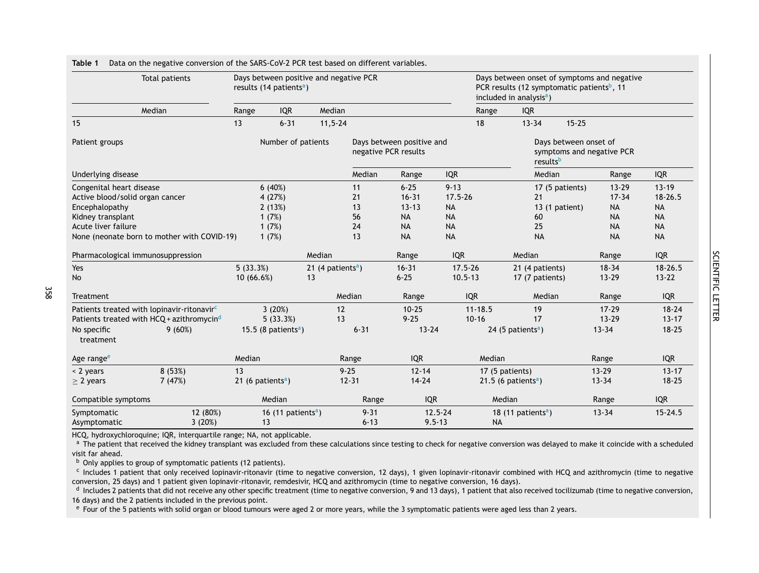**Table 1** Data on the negative conversion of the SARS-CoV-2 PCR test based on different variables.

| Total patients | Days between positive and negative PCR results (14 patients[a]) | | | Days between onset of symptoms and negative PCR results (12 symptomatic patients[b], 11 included in analysis[a]) | | |
|---|---|---|---|---|---|---|
| | Median | Range | IQR | Median | Range | IQR |
| 15 | 13 | 6-31 | 11,5-24 | 18 | 13-34 | 15-25 |

| Patient groups | Number of patients | Days between positive and negative PCR results | | | Days between onset of symptoms and negative PCR results[b] | | |
|---|---|---|---|---|---|---|---|
| **Underlying disease** | | Median | Range | IQR | Median | Range | IQR |
| Congenital heart disease | 6 (40%) | 11 | 6-25 | 9-13 | 17 (5 patients) | 13-29 | 13-19 |
| Active blood/solid organ cancer | 4 (27%) | 21 | 16-31 | 17.5-26 | 21 | 17-34 | 18-26.5 |
| Encephalopathy | 2 (13%) | 13 | 13-13 | NA | 13 (1 patient) | NA | NA |
| Kidney transplant | 1 (7%) | 56 | NA | NA | 60 | NA | NA |
| Acute liver failure | 1 (7%) | 24 | NA | NA | 25 | NA | NA |
| None (neonate born to mother with COVID-19) | 1 (7%) | 13 | NA | NA | NA | NA | NA |
| **Pharmacological immunosuppression** | | Median | Range | IQR | Median | Range | IQR |
| Yes | 5 (33.3%) | 21 (4 patients[a]) | 16-31 | 17.5-26 | 21 (4 patients) | 18-34 | 18-26.5 |
| No | 10 (66.6%) | 13 | 6-25 | 10.5-13 | 17 (7 patients) | 13-29 | 13-22 |
| **Treatment** | | Median | Range | IQR | Median | Range | IQR |
| Patients treated with lopinavir-ritonavir[c] | 3 (20%) | 12 | 10-25 | 11-18.5 | 19 | 17-29 | 18-24 |
| Patients treated with HCQ + azithromycin[d] | 5 (33.3%) | 13 | 9-25 | 10-16 | 17 | 13-29 | 13-17 |
| No specific treatment | 9 (60%) | 15.5 (8 patients[a]) | 6-31 | 13-24 | 24 (5 patients[a]) | 13-34 | 18-25 |
| **Age range[e]** | | Median | Range | IQR | Median | Range | IQR |
| < 2 years | 8 (53%) | 13 | 9-25 | 12-14 | 17 (5 patients) | 13-29 | 13-17 |
| ≥ 2 years | 7 (47%) | 21 (6 patients[a]) | 12-31 | 14-24 | 21.5 (6 patients[a]) | 13-34 | 18-25 |
| **Compatible symptoms** | | Median | Range | IQR | Median | Range | IQR |
| Symptomatic | 12 (80%) | 16 (11 patients[a]) | 9-31 | 12.5-24 | 18 (11 patients[a]) | 13-34 | 15-24.5 |
| Asymptomatic | 3 (20%) | 13 | 6-13 | 9.5-13 | NA | | |

HCQ, hydroxychloroquine; IQR, interquartile range; NA, not applicable.

[a] The patient that received the kidney transplant was excluded from these calculations since testing to check for negative conversion was delayed to make it coincide with a scheduled visit far ahead.

[b] Only applies to group of symptomatic patients (12 patients).

[c] Includes 1 patient that only received lopinavir-ritonavir (time to negative conversion, 12 days), 1 given lopinavir-ritonavir combined with HCQ and azithromycin (time to negative conversion, 25 days) and 1 patient given lopinavir-ritonavir, remdesivir, HCQ and azithromycin (time to negative conversion, 16 days).

[d] Includes 2 patients that did not receive any other specific treatment (time to negative conversion, 9 and 13 days), 1 patient that also received tocilizumab (time to negative conversion, 16 days) and the 2 patients included in the previous point.

[e] Four of the 5 patients with solid organ or blood tumours were aged 2 or more years, while the 3 symptomatic patients were aged less than 2 years.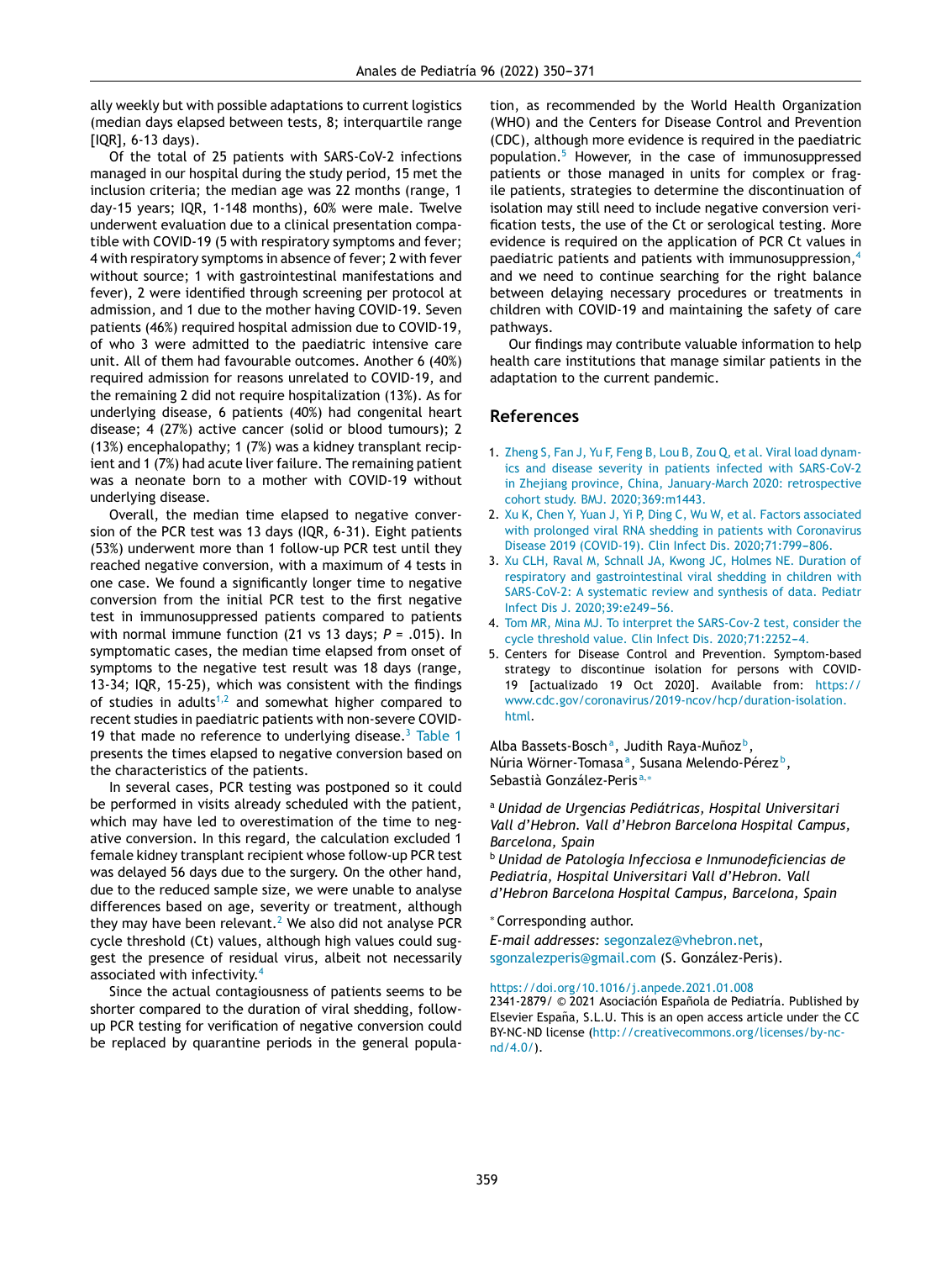ally weekly but with possible adaptations to current logistics (median days elapsed between tests, 8; interquartile range [IQR], 6-13 days).

Of the total of 25 patients with SARS-CoV-2 infections managed in our hospital during the study period, 15 met the inclusion criteria; the median age was 22 months (range, 1 day-15 years; IQR, 1-148 months), 60% were male. Twelve underwent evaluation due to a clinical presentation compatible with COVID-19 (5 with respiratory symptoms and fever; 4 with respiratory symptoms in absence of fever; 2 with fever without source; 1 with gastrointestinal manifestations and fever), 2 were identified through screening per protocol at admission, and 1 due to the mother having COVID-19. Seven patients (46%) required hospital admission due to COVID-19, of who 3 were admitted to the paediatric intensive care unit. All of them had favourable outcomes. Another 6 (40%) required admission for reasons unrelated to COVID-19, and the remaining 2 did not require hospitalization (13%). As for underlying disease, 6 patients (40%) had congenital heart disease; 4 (27%) active cancer (solid or blood tumours); 2 (13%) encephalopathy; 1 (7%) was a kidney transplant recipient and 1 (7%) had acute liver failure. The remaining patient was a neonate born to a mother with COVID-19 without underlying disease.

Overall, the median time elapsed to negative conversion of the PCR test was 13 days (IQR, 6-31). Eight patients (53%) underwent more than 1 follow-up PCR test until they reached negative conversion, with a maximum of 4 tests in one case. We found a significantly longer time to negative conversion from the initial PCR test to the first negative test in immunosuppressed patients compared to patients with normal immune function (21 vs 13 days; $P = .015$). In symptomatic cases, the median time elapsed from onset of symptoms to the negative test result was 18 days (range, 13-34; IQR, 15-25), which was consistent with the findings of studies in adults[1,2] and somewhat higher compared to recent studies in paediatric patients with non-severe COVID-19 that made no reference to underlying disease.[3] Table 1 presents the times elapsed to negative conversion based on the characteristics of the patients.

In several cases, PCR testing was postponed so it could be performed in visits already scheduled with the patient, which may have led to overestimation of the time to negative conversion. In this regard, the calculation excluded 1 female kidney transplant recipient whose follow-up PCR test was delayed 56 days due to the surgery. On the other hand, due to the reduced sample size, we were unable to analyse differences based on age, severity or treatment, although they may have been relevant.[2] We also did not analyse PCR cycle threshold (Ct) values, although high values could suggest the presence of residual virus, albeit not necessarily associated with infectivity.[4]

Since the actual contagiousness of patients seems to be shorter compared to the duration of viral shedding, follow-up PCR testing for verification of negative conversion could be replaced by quarantine periods in the general population, as recommended by the World Health Organization (WHO) and the Centers for Disease Control and Prevention (CDC), although more evidence is required in the paediatric population.[5] However, in the case of immunosuppressed patients or those managed in units for complex or fragile patients, strategies to determine the discontinuation of isolation may still need to include negative conversion verification tests, the use of the Ct or serological testing. More evidence is required on the application of PCR Ct values in paediatric patients and patients with immunosuppression,[4] and we need to continue searching for the right balance between delaying necessary procedures or treatments in children with COVID-19 and maintaining the safety of care pathways.

Our findings may contribute valuable information to help health care institutions that manage similar patients in the adaptation to the current pandemic.

## References

1. Zheng S, Fan J, Yu F, Feng B, Lou B, Zou Q, et al. Viral load dynamics and disease severity in patients infected with SARS-CoV-2 in Zhejiang province, China, January-March 2020: retrospective cohort study. BMJ. 2020;369:m1443.
2. Xu K, Chen Y, Yuan J, Yi P, Ding C, Wu W, et al. Factors associated with prolonged viral RNA shedding in patients with Coronavirus Disease 2019 (COVID-19). Clin Infect Dis. 2020;71:799–806.
3. Xu CLH, Raval M, Schnall JA, Kwong JC, Holmes NE. Duration of respiratory and gastrointestinal viral shedding in children with SARS-CoV-2: A systematic review and synthesis of data. Pediatr Infect Dis J. 2020;39:e249–56.
4. Tom MR, Mina MJ. To interpret the SARS-Cov-2 test, consider the cycle threshold value. Clin Infect Dis. 2020;71:2252–4.
5. Centers for Disease Control and Prevention. Symptom-based strategy to discontinue isolation for persons with COVID-19 [actualizado 19 Oct 2020]. Available from: https://www.cdc.gov/coronavirus/2019-ncov/hcp/duration-isolation.html.

Alba Bassets-Bosch[a], Judith Raya-Muñoz[b], Núria Wörner-Tomasa[a], Susana Melendo-Pérez[b], Sebastià González-Peris[a,*]

[a] *Unidad de Urgencias Pediátricas, Hospital Universitari Vall d'Hebron. Vall d'Hebron Barcelona Hospital Campus, Barcelona, Spain*

[b] *Unidad de Patología Infecciosa e Inmunodeficiencias de Pediatría, Hospital Universitari Vall d'Hebron. Vall d'Hebron Barcelona Hospital Campus, Barcelona, Spain*

[*] Corresponding author.

*E-mail addresses:* segonzalez@vhebron.net, sgonzalezperis@gmail.com (S. González-Peris).

https://doi.org/10.1016/j.anpede.2021.01.008
2341-2879/ © 2021 Asociación Española de Pediatría. Published by Elsevier España, S.L.U. This is an open access article under the CC BY-NC-ND license (http://creativecommons.org/licenses/by-nc-nd/4.0/).